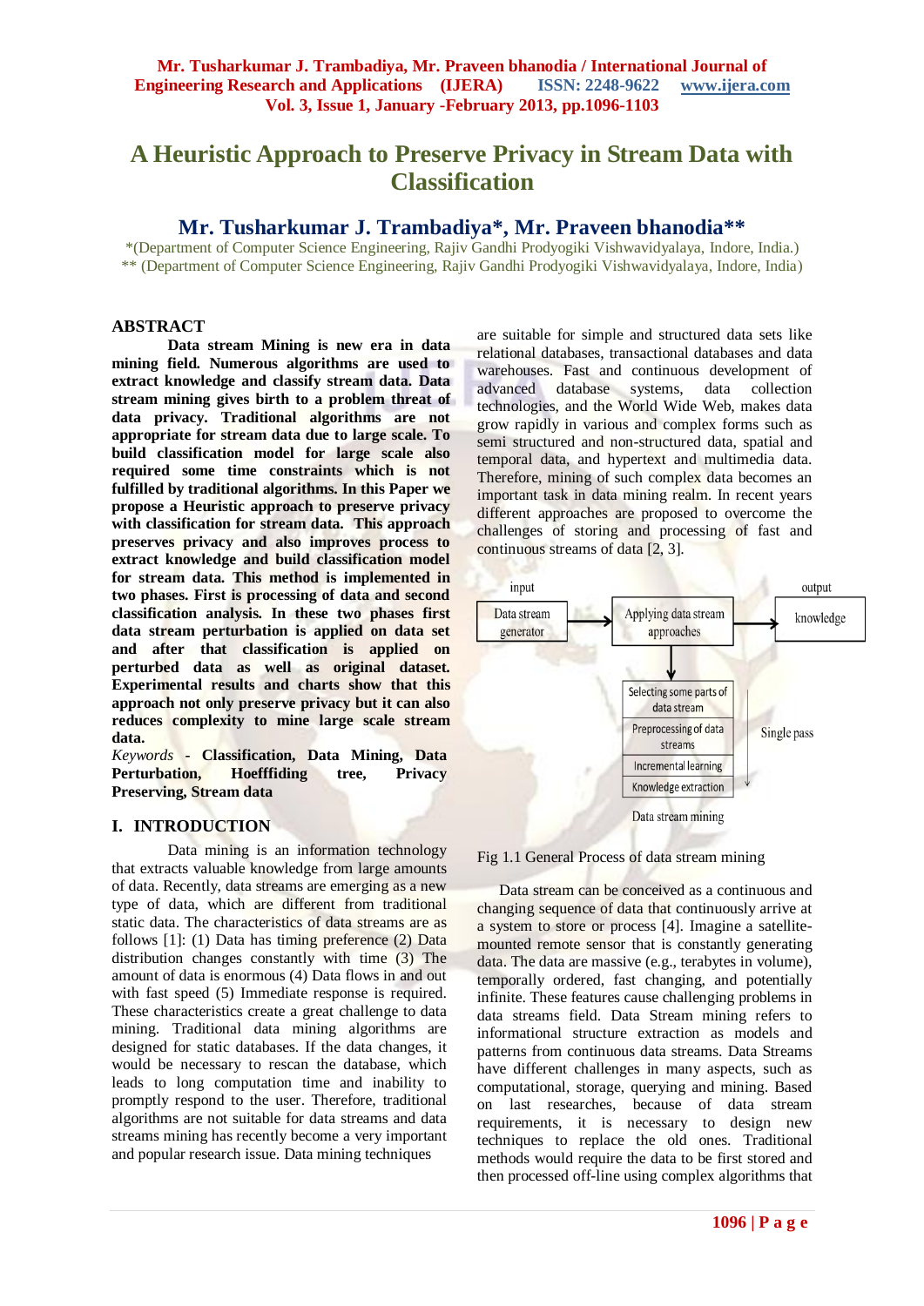# A Heuristic Approach to Preserve Privacy in Stream Data with Classification

## Mr. Tusharkumar J. Trambadiya*, Mr. Praveen bhanodia**

*(Department of Computer Science Engineering, Rajiv Gandhi Prodyogiki Vishwavidyalaya, Indore, India.)
** (Department of Computer Science Engineering, Rajiv Gandhi Prodyogiki Vishwavidyalaya, Indore, India)

## ABSTRACT

**Data stream Mining is new era in data mining field. Numerous algorithms are used to extract knowledge and classify stream data. Data stream mining gives birth to a problem threat of data privacy. Traditional algorithms are not appropriate for stream data due to large scale. To build classification model for large scale also required some time constraints which is not fulfilled by traditional algorithms. In this Paper we propose a Heuristic approach to preserve privacy with classification for stream data. This approach preserves privacy and also improves process to extract knowledge and build classification model for stream data. This method is implemented in two phases. First is processing of data and second classification analysis. In these two phases first data stream perturbation is applied on data set and after that classification is applied on perturbed data as well as original dataset. Experimental results and charts show that this approach not only preserve privacy but it can also reduces complexity to mine large scale stream data.**

*Keywords* - **Classification, Data Mining, Data Perturbation, Hoeffding tree, Privacy Preserving, Stream data**

## I. INTRODUCTION

Data mining is an information technology that extracts valuable knowledge from large amounts of data. Recently, data streams are emerging as a new type of data, which are different from traditional static data. The characteristics of data streams are as follows [1]: (1) Data has timing preference (2) Data distribution changes constantly with time (3) The amount of data is enormous (4) Data flows in and out with fast speed (5) Immediate response is required. These characteristics create a great challenge to data mining. Traditional data mining algorithms are designed for static databases. If the data changes, it would be necessary to rescan the database, which leads to long computation time and inability to promptly respond to the user. Therefore, traditional algorithms are not suitable for data streams and data streams mining has recently become a very important and popular research issue. Data mining techniques are suitable for simple and structured data sets like relational databases, transactional databases and data warehouses. Fast and continuous development of advanced database systems, data collection technologies, and the World Wide Web, makes data grow rapidly in various and complex forms such as semi structured and non-structured data, spatial and temporal data, and hypertext and multimedia data. Therefore, mining of such complex data becomes an important task in data mining realm. In recent years different approaches are proposed to overcome the challenges of storing and processing of fast and continuous streams of data [2, 3].

input → Data stream generator → Applying data stream approaches → knowledge (output)

Applying data stream approaches ↓ Data stream mining (Single pass):
- Selecting some parts of data stream
- Preprocessing of data streams
- Incremental learning
- Knowledge extraction

Fig 1.1 General Process of data stream mining

Data stream can be conceived as a continuous and changing sequence of data that continuously arrive at a system to store or process [4]. Imagine a satellite-mounted remote sensor that is constantly generating data. The data are massive (e.g., terabytes in volume), temporally ordered, fast changing, and potentially infinite. These features cause challenging problems in data streams field. Data Stream mining refers to informational structure extraction as models and patterns from continuous data streams. Data Streams have different challenges in many aspects, such as computational, storage, querying and mining. Based on last researches, because of data stream requirements, it is necessary to design new techniques to replace the old ones. Traditional methods would require the data to be first stored and then processed off-line using complex algorithms that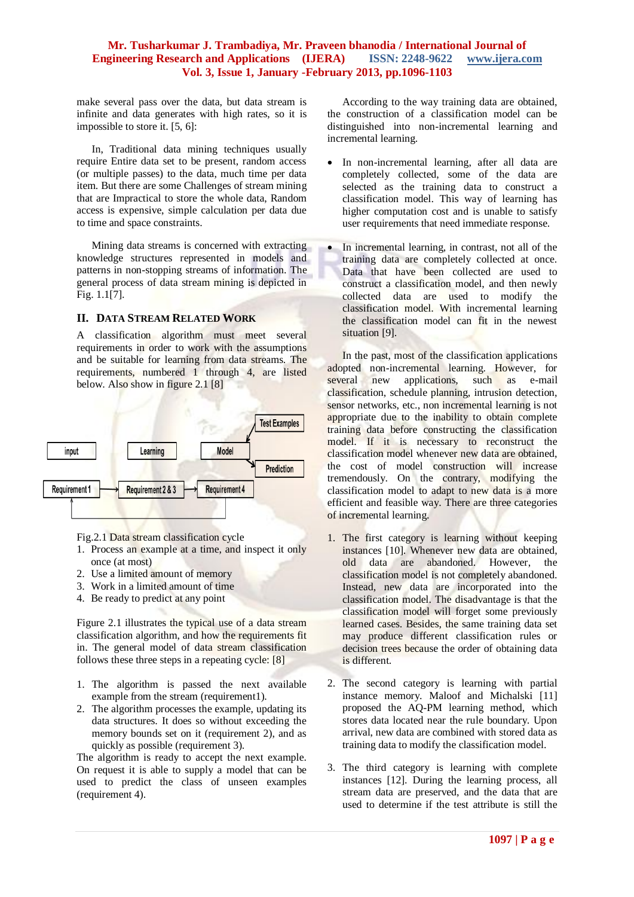make several pass over the data, but data stream is infinite and data generates with high rates, so it is impossible to store it. [5, 6]:

In, Traditional data mining techniques usually require Entire data set to be present, random access (or multiple passes) to the data, much time per data item. But there are some Challenges of stream mining that are Impractical to store the whole data, Random access is expensive, simple calculation per data due to time and space constraints.

Mining data streams is concerned with extracting knowledge structures represented in models and patterns in non-stopping streams of information. The general process of data stream mining is depicted in Fig. 1.1[7].

## II. Data Stream Related Work

A classification algorithm must meet several requirements in order to work with the assumptions and be suitable for learning from data streams. The requirements, numbered 1 through 4, are listed below. Also show in figure 2.1 [8]

input → Learning → Model → Test Examples / Prediction

Requirement 1 → Requirement 2 & 3 → Requirement 4

Fig.2.1 Data stream classification cycle

1. Process an example at a time, and inspect it only once (at most)
2. Use a limited amount of memory
3. Work in a limited amount of time
4. Be ready to predict at any point

Figure 2.1 illustrates the typical use of a data stream classification algorithm, and how the requirements fit in. The general model of data stream classification follows these three steps in a repeating cycle: [8]

1. The algorithm is passed the next available example from the stream (requirement1).
2. The algorithm processes the example, updating its data structures. It does so without exceeding the memory bounds set on it (requirement 2), and as quickly as possible (requirement 3).

The algorithm is ready to accept the next example. On request it is able to supply a model that can be used to predict the class of unseen examples (requirement 4).

According to the way training data are obtained, the construction of a classification model can be distinguished into non-incremental learning and incremental learning.

- In non-incremental learning, after all data are completely collected, some of the data are selected as the training data to construct a classification model. This way of learning has higher computation cost and is unable to satisfy user requirements that need immediate response.
- In incremental learning, in contrast, not all of the training data are completely collected at once. Data that have been collected are used to construct a classification model, and then newly collected data are used to modify the classification model. With incremental learning the classification model can fit in the newest situation [9].

In the past, most of the classification applications adopted non-incremental learning. However, for several new applications, such as e-mail classification, schedule planning, intrusion detection, sensor networks, etc., non incremental learning is not appropriate due to the inability to obtain complete training data before constructing the classification model. If it is necessary to reconstruct the classification model whenever new data are obtained, the cost of model construction will increase tremendously. On the contrary, modifying the classification model to adapt to new data is a more efficient and feasible way. There are three categories of incremental learning.

1. The first category is learning without keeping instances [10]. Whenever new data are obtained, old data are abandoned. However, the classification model is not completely abandoned. Instead, new data are incorporated into the classification model. The disadvantage is that the classification model will forget some previously learned cases. Besides, the same training data set may produce different classification rules or decision trees because the order of obtaining data is different.

2. The second category is learning with partial instance memory. Maloof and Michalski [11] proposed the AQ-PM learning method, which stores data located near the rule boundary. Upon arrival, new data are combined with stored data as training data to modify the classification model.

3. The third category is learning with complete instances [12]. During the learning process, all stream data are preserved, and the data that are used to determine if the test attribute is still the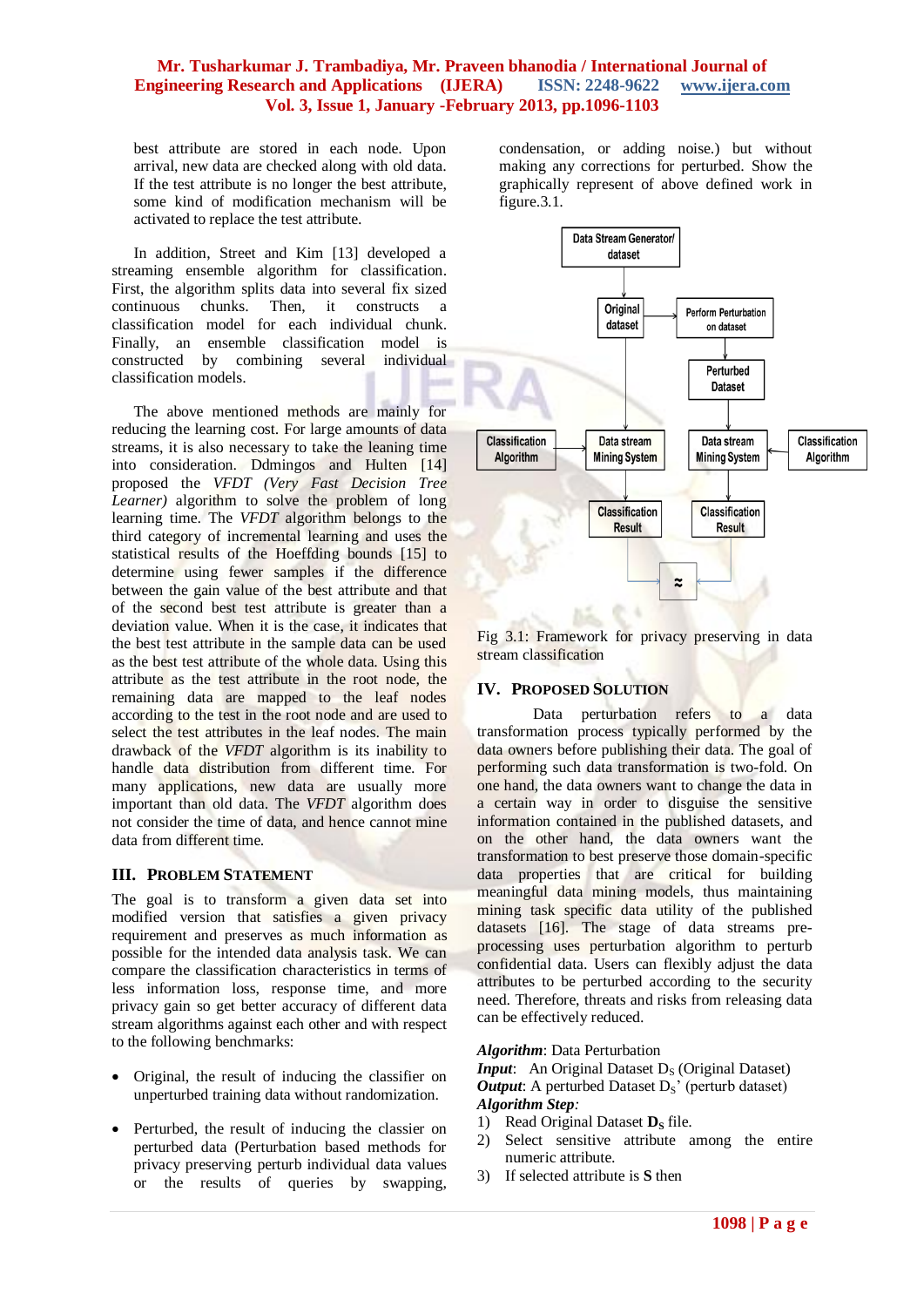best attribute are stored in each node. Upon arrival, new data are checked along with old data. If the test attribute is no longer the best attribute, some kind of modification mechanism will be activated to replace the test attribute.

In addition, Street and Kim [13] developed a streaming ensemble algorithm for classification. First, the algorithm splits data into several fix sized continuous chunks. Then, it constructs a classification model for each individual chunk. Finally, an ensemble classification model is constructed by combining several individual classification models.

The above mentioned methods are mainly for reducing the learning cost. For large amounts of data streams, it is also necessary to take the leaning time into consideration. Ddmingos and Hulten [14] proposed the *VFDT (Very Fast Decision Tree Learner)* algorithm to solve the problem of long learning time. The *VFDT* algorithm belongs to the third category of incremental learning and uses the statistical results of the Hoeffding bounds [15] to determine using fewer samples if the difference between the gain value of the best attribute and that of the second best test attribute is greater than a deviation value. When it is the case, it indicates that the best test attribute in the sample data can be used as the best test attribute of the whole data. Using this attribute as the test attribute in the root node, the remaining data are mapped to the leaf nodes according to the test in the root node and are used to select the test attributes in the leaf nodes. The main drawback of the *VFDT* algorithm is its inability to handle data distribution from different time. For many applications, new data are usually more important than old data. The *VFDT* algorithm does not consider the time of data, and hence cannot mine data from different time.

## III. Problem Statement

The goal is to transform a given data set into modified version that satisfies a given privacy requirement and preserves as much information as possible for the intended data analysis task. We can compare the classification characteristics in terms of less information loss, response time, and more privacy gain so get better accuracy of different data stream algorithms against each other and with respect to the following benchmarks:

- Original, the result of inducing the classifier on unperturbed training data without randomization.
- Perturbed, the result of inducing the classier on perturbed data (Perturbation based methods for privacy preserving perturb individual data values or the results of queries by swapping, condensation, or adding noise.) but without making any corrections for perturbed. Show the graphically represent of above defined work in figure.3.1.

Fig 3.1: Framework for privacy preserving in data stream classification

## IV. Proposed Solution

Data perturbation refers to a data transformation process typically performed by the data owners before publishing their data. The goal of performing such data transformation is two-fold. On one hand, the data owners want to change the data in a certain way in order to disguise the sensitive information contained in the published datasets, and on the other hand, the data owners want the transformation to best preserve those domain-specific data properties that are critical for building meaningful data mining models, thus maintaining mining task specific data utility of the published datasets [16]. The stage of data streams pre-processing uses perturbation algorithm to perturb confidential data. Users can flexibly adjust the data attributes to be perturbed according to the security need. Therefore, threats and risks from releasing data can be effectively reduced.

***Algorithm***: Data Perturbation
***Input***: An Original Dataset $D_S$ (Original Dataset)
***Output***: A perturbed Dataset $D_S$' (perturb dataset)
***Algorithm Step:***

1) Read Original Dataset $\mathbf{D_S}$ file.
2) Select sensitive attribute among the entire numeric attribute.
3) If selected attribute is **S** then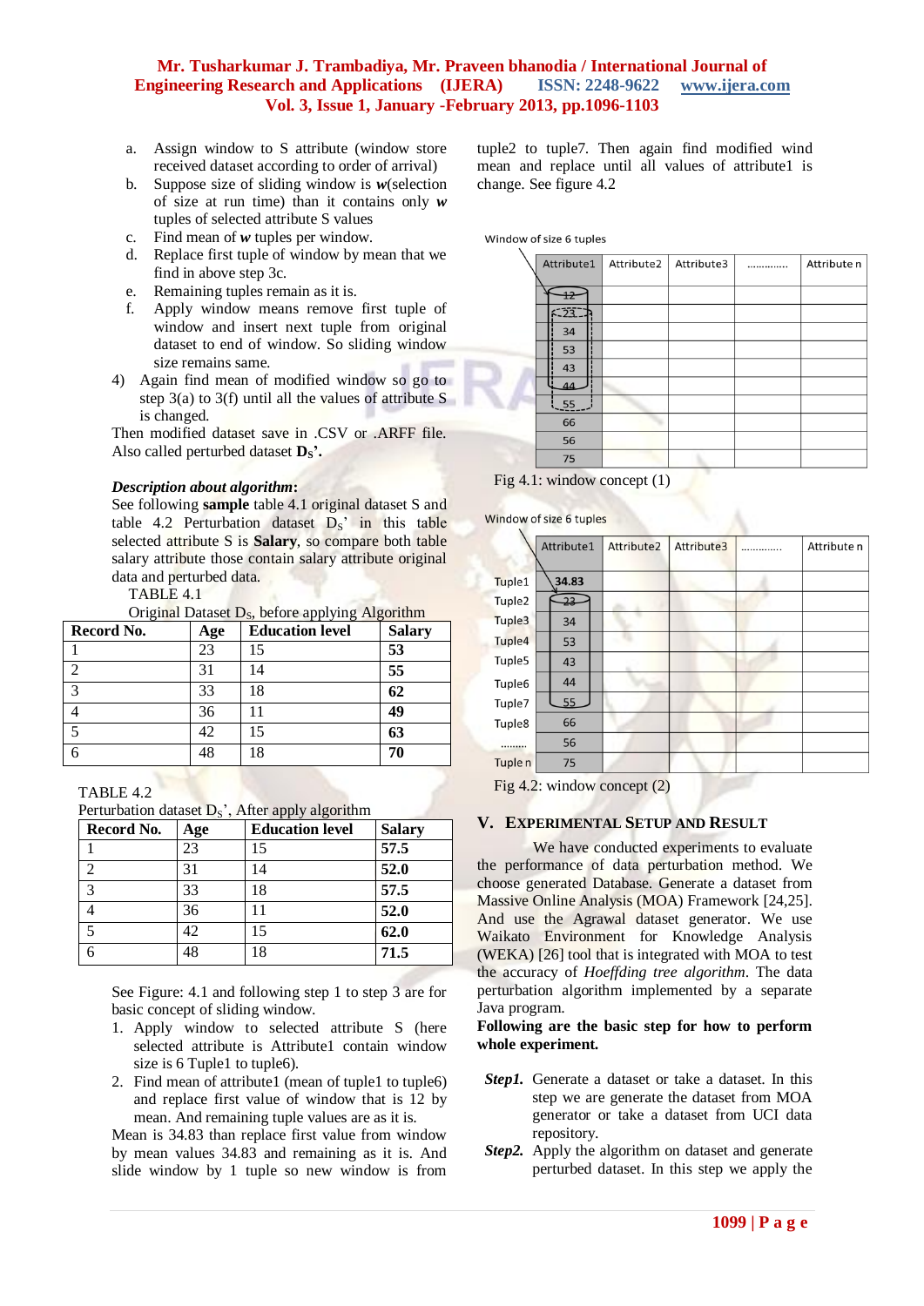a. Assign window to S attribute (window store received dataset according to order of arrival)
b. Suppose size of sliding window is ***w***(selection of size at run time) than it contains only ***w*** tuples of selected attribute S values
c. Find mean of ***w*** tuples per window.
d. Replace first tuple of window by mean that we find in above step 3c.
e. Remaining tuples remain as it is.
f. Apply window means remove first tuple of window and insert next tuple from original dataset to end of window. So sliding window size remains same.

4) Again find mean of modified window so go to step 3(a) to 3(f) until all the values of attribute S is changed.

Then modified dataset save in .CSV or .ARFF file. Also called perturbed dataset **$D_S$'.**

***Description about algorithm*:**

See following **sample** table 4.1 original dataset S and table 4.2 Perturbation dataset $D_S$' in this table selected attribute S is **Salary**, so compare both table salary attribute those contain salary attribute original data and perturbed data.

TABLE 4.1

Original Dataset $D_S$, before applying Algorithm

| Record No. | Age | Education level | Salary |
|---|---|---|---|
| 1 | 23 | 15 | **53** |
| 2 | 31 | 14 | **55** |
| 3 | 33 | 18 | **62** |
| 4 | 36 | 11 | **49** |
| 5 | 42 | 15 | **63** |
| 6 | 48 | 18 | **70** |

TABLE 4.2

Perturbation dataset $D_S$', After apply algorithm

| Record No. | Age | Education level | Salary |
|---|---|---|---|
| 1 | 23 | 15 | **57.5** |
| 2 | 31 | 14 | **52.0** |
| 3 | 33 | 18 | **57.5** |
| 4 | 36 | 11 | **52.0** |
| 5 | 42 | 15 | **62.0** |
| 6 | 48 | 18 | **71.5** |

See Figure: 4.1 and following step 1 to step 3 are for basic concept of sliding window.

1. Apply window to selected attribute S (here selected attribute is Attribute1 contain window size is 6 Tuple1 to tuple6).
2. Find mean of attribute1 (mean of tuple1 to tuple6) and replace first value of window that is 12 by mean. And remaining tuple values are as it is.

Mean is 34.83 than replace first value from window by mean values 34.83 and remaining as it is. And slide window by 1 tuple so new window is from tuple2 to tuple7. Then again find modified wind mean and replace until all values of attribute1 is change. See figure 4.2

Window of size 6 tuples

| Attribute1 | Attribute2 | Attribute3 | ............. | Attribute n |
|---|---|---|---|---|
| 12 | | | | |
| 23 | | | | |
| 34 | | | | |
| 53 | | | | |
| 43 | | | | |
| 44 | | | | |
| 55 | | | | |
| 66 | | | | |
| 56 | | | | |
| 75 | | | | |

Fig 4.1: window concept (1)

Window of size 6 tuples

| | Attribute1 | Attribute2 | Attribute3 | ............. | Attribute n |
|---|---|---|---|---|---|
| Tuple1 | **34.83** | | | | |
| Tuple2 | 23 | | | | |
| Tuple3 | 34 | | | | |
| Tuple4 | 53 | | | | |
| Tuple5 | 43 | | | | |
| Tuple6 | 44 | | | | |
| Tuple7 | 55 | | | | |
| Tuple8 | 66 | | | | |
| ......... | 56 | | | | |
| Tuple n | 75 | | | | |

Fig 4.2: window concept (2)

## V. EXPERIMENTAL SETUP AND RESULT

We have conducted experiments to evaluate the performance of data perturbation method. We choose generated Database. Generate a dataset from Massive Online Analysis (MOA) Framework [24,25]. And use the Agrawal dataset generator. We use Waikato Environment for Knowledge Analysis (WEKA) [26] tool that is integrated with MOA to test the accuracy of *Hoeffding tree algorithm*. The data perturbation algorithm implemented by a separate Java program.

**Following are the basic step for how to perform whole experiment.**

***Step1.*** Generate a dataset or take a dataset. In this step we are generate the dataset from MOA generator or take a dataset from UCI data repository.

***Step2.*** Apply the algorithm on dataset and generate perturbed dataset. In this step we apply the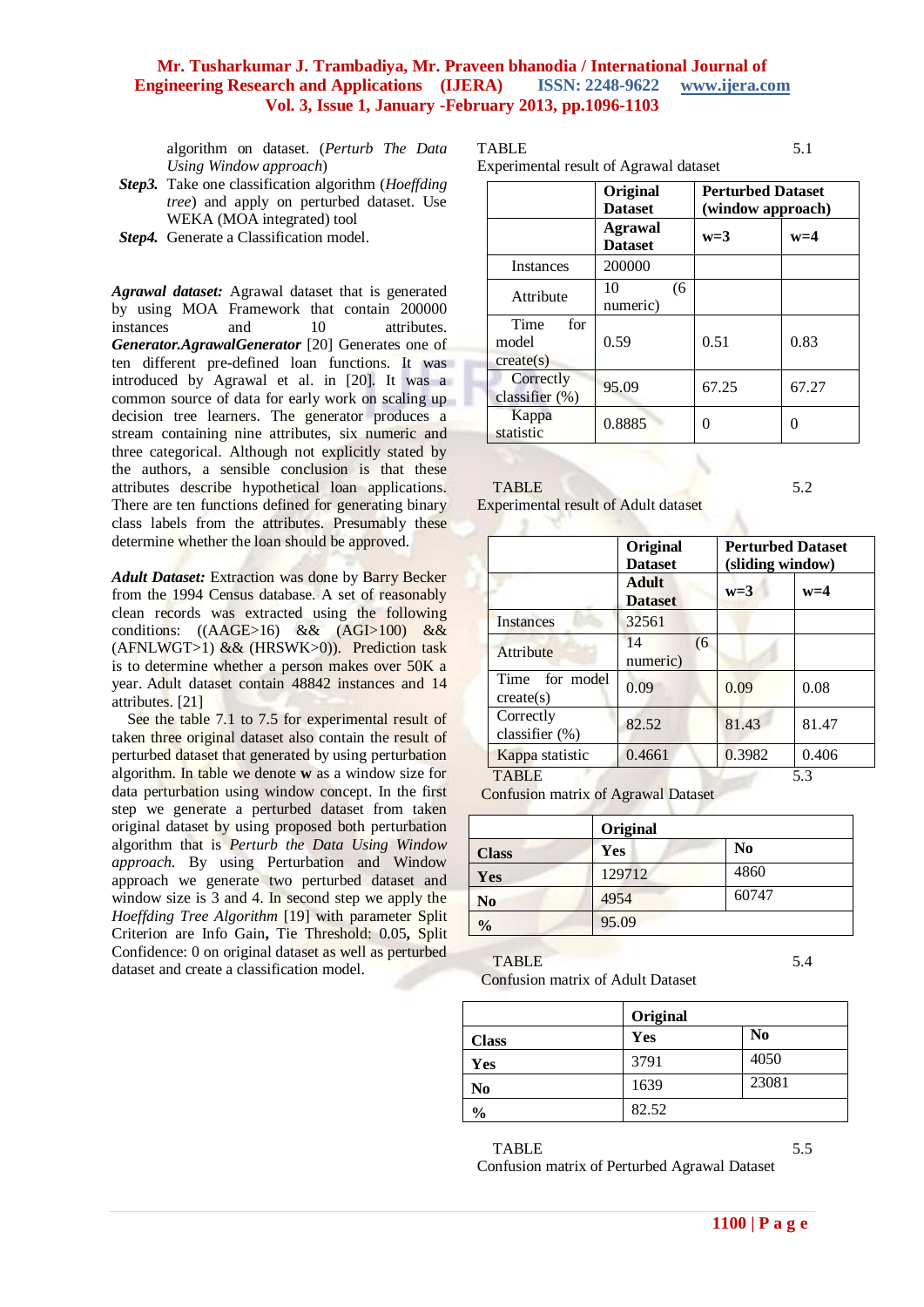algorithm on dataset. (*Perturb The Data Using Window approach*)

***Step3.*** Take one classification algorithm (*Hoeffding tree*) and apply on perturbed dataset. Use WEKA (MOA integrated) tool

***Step4.*** Generate a Classification model.

***Agrawal dataset:*** Agrawal dataset that is generated by using MOA Framework that contain 200000 instances and 10 attributes. ***Generator.AgrawalGenerator*** [20] Generates one of ten different pre-defined loan functions. It was introduced by Agrawal et al. in [20]. It was a common source of data for early work on scaling up decision tree learners. The generator produces a stream containing nine attributes, six numeric and three categorical. Although not explicitly stated by the authors, a sensible conclusion is that these attributes describe hypothetical loan applications. There are ten functions defined for generating binary class labels from the attributes. Presumably these determine whether the loan should be approved.

***Adult Dataset:*** Extraction was done by Barry Becker from the 1994 Census database. A set of reasonably clean records was extracted using the following conditions: ((AAGE>16) && (AGI>100) && (AFNLWGT>1) && (HRSWK>0)). Prediction task is to determine whether a person makes over 50K a year. Adult dataset contain 48842 instances and 14 attributes. [21]

See the table 7.1 to 7.5 for experimental result of taken three original dataset also contain the result of perturbed dataset that generated by using perturbation algorithm. In table we denote **w** as a window size for data perturbation using window concept. In the first step we generate a perturbed dataset from taken original dataset by using proposed both perturbation algorithm that is *Perturb the Data Using Window approach*. By using Perturbation and Window approach we generate two perturbed dataset and window size is 3 and 4. In second step we apply the *Hoeffding Tree Algorithm* [19] with parameter Split Criterion are Info Gain**,** Tie Threshold: 0.05**,** Split Confidence: 0 on original dataset as well as perturbed dataset and create a classification model.

TABLE 5.1
Experimental result of Agrawal dataset

| | **Original Dataset** | **Perturbed Dataset (window approach)** | |
|---|---|---|---|
| | **Agrawal Dataset** | **w=3** | **w=4** |
| Instances | 200000 | | |
| Attribute | 10 (6 numeric) | | |
| Time for model create(s) | 0.59 | 0.51 | 0.83 |
| Correctly classifier (%) | 95.09 | 67.25 | 67.27 |
| Kappa statistic | 0.8885 | 0 | 0 |

TABLE 5.2
Experimental result of Adult dataset

| | **Original Dataset** | **Perturbed Dataset (sliding window)** | |
|---|---|---|---|
| | **Adult Dataset** | **w=3** | **w=4** |
| Instances | 32561 | | |
| Attribute | 14 (6 numeric) | | |
| Time for model create(s) | 0.09 | 0.09 | 0.08 |
| Correctly classifier (%) | 82.52 | 81.43 | 81.47 |
| Kappa statistic | 0.4661 | 0.3982 | 0.406 |

TABLE 5.3
Confusion matrix of Agrawal Dataset

| | **Original** | |
|---|---|---|
| **Class** | **Yes** | **No** |
| **Yes** | 129712 | 4860 |
| **No** | 4954 | 60747 |
| **%** | 95.09 | |

TABLE 5.4
Confusion matrix of Adult Dataset

| | **Original** | |
|---|---|---|
| **Class** | **Yes** | **No** |
| **Yes** | 3791 | 4050 |
| **No** | 1639 | 23081 |
| **%** | 82.52 | |

TABLE 5.5
Confusion matrix of Perturbed Agrawal Dataset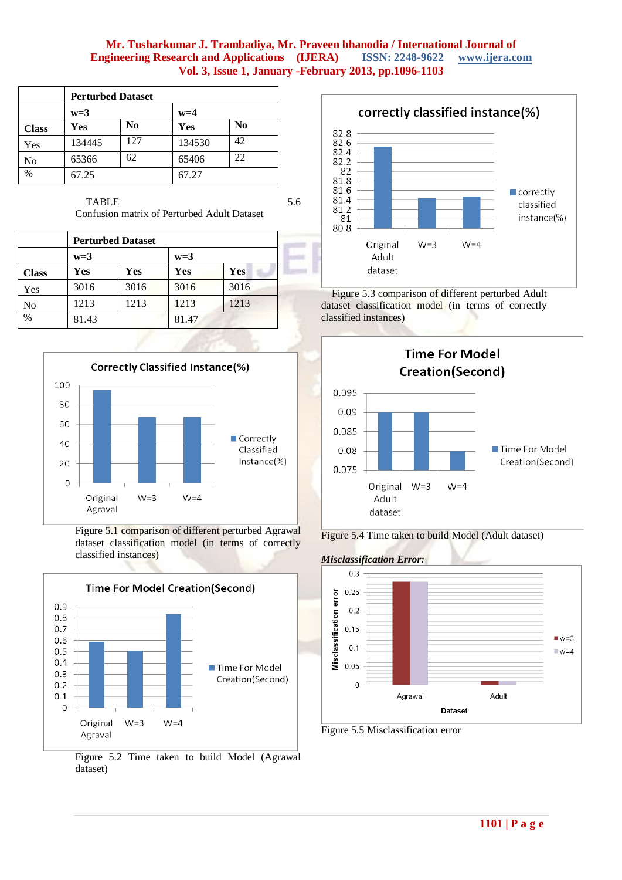|  | Perturbed Dataset | | | |
|---|---|---|---|---|
|  | w=3 | | w=4 | |
| **Class** | **Yes** | **No** | **Yes** | **No** |
| Yes | 134445 | 127 | 134530 | 42 |
| No | 65366 | 62 | 65406 | 22 |
| % | 67.25 | | 67.27 | |

TABLE 5.6
Confusion matrix of Perturbed Adult Dataset

|  | Perturbed Dataset | | | |
|---|---|---|---|---|
|  | w=3 | | w=3 | |
| **Class** | **Yes** | **Yes** | **Yes** | **Yes** |
| Yes | 3016 | 3016 | 3016 | 3016 |
| No | 1213 | 1213 | 1213 | 1213 |
| % | 81.43 | | 81.47 | |

Figure 5.1 comparison of different perturbed Agrawal dataset classification model (in terms of correctly classified instances)

Figure 5.2 Time taken to build Model (Agrawal dataset)

Figure 5.3 comparison of different perturbed Adult dataset classification model (in terms of correctly classified instances)

Figure 5.4 Time taken to build Model (Adult dataset)

***Misclassification Error:***

Figure 5.5 Misclassification error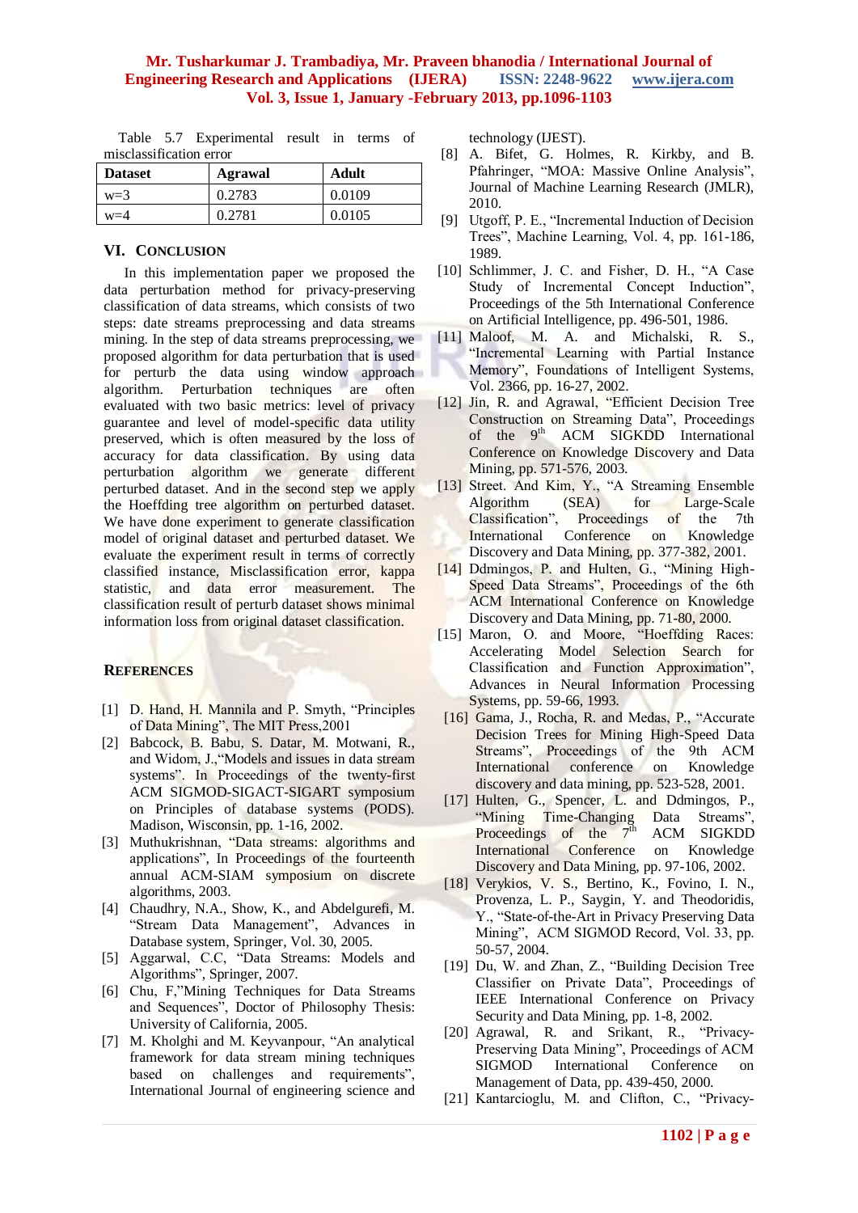Table 5.7 Experimental result in terms of misclassification error

| Dataset | Agrawal | Adult |
|---|---|---|
| w=3 | 0.2783 | 0.0109 |
| w=4 | 0.2781 | 0.0105 |

## VI. Conclusion

In this implementation paper we proposed the data perturbation method for privacy-preserving classification of data streams, which consists of two steps: date streams preprocessing and data streams mining. In the step of data streams preprocessing, we proposed algorithm for data perturbation that is used for perturb the data using window approach algorithm. Perturbation techniques are often evaluated with two basic metrics: level of privacy guarantee and level of model-specific data utility preserved, which is often measured by the loss of accuracy for data classification. By using data perturbation algorithm we generate different perturbed dataset. And in the second step we apply the Hoeffding tree algorithm on perturbed dataset. We have done experiment to generate classification model of original dataset and perturbed dataset. We evaluate the experiment result in terms of correctly classified instance, Misclassification error, kappa statistic, and data error measurement. The classification result of perturb dataset shows minimal information loss from original dataset classification.

## References

[1] D. Hand, H. Mannila and P. Smyth, "Principles of Data Mining", The MIT Press,2001

[2] Babcock, B. Babu, S. Datar, M. Motwani, R., and Widom, J.,"Models and issues in data stream systems". In Proceedings of the twenty-first ACM SIGMOD-SIGACT-SIGART symposium on Principles of database systems (PODS). Madison, Wisconsin, pp. 1-16, 2002.

[3] Muthukrishnan, "Data streams: algorithms and applications", In Proceedings of the fourteenth annual ACM-SIAM symposium on discrete algorithms, 2003.

[4] Chaudhry, N.A., Show, K., and Abdelgurefi, M. "Stream Data Management", Advances in Database system, Springer, Vol. 30, 2005.

[5] Aggarwal, C.C, "Data Streams: Models and Algorithms", Springer, 2007.

[6] Chu, F,"Mining Techniques for Data Streams and Sequences", Doctor of Philosophy Thesis: University of California, 2005.

[7] M. Kholghi and M. Keyvanpour, "An analytical framework for data stream mining techniques based on challenges and requirements", International Journal of engineering science and technology (IJEST).

[8] A. Bifet, G. Holmes, R. Kirkby, and B. Pfahringer, "MOA: Massive Online Analysis", Journal of Machine Learning Research (JMLR), 2010.

[9] Utgoff, P. E., "Incremental Induction of Decision Trees", Machine Learning, Vol. 4, pp. 161-186, 1989.

[10] Schlimmer, J. C. and Fisher, D. H., "A Case Study of Incremental Concept Induction", Proceedings of the 5th International Conference on Artificial Intelligence, pp. 496-501, 1986.

[11] Maloof, M. A. and Michalski, R. S., "Incremental Learning with Partial Instance Memory", Foundations of Intelligent Systems, Vol. 2366, pp. 16-27, 2002.

[12] Jin, R. and Agrawal, "Efficient Decision Tree Construction on Streaming Data", Proceedings of the 9th ACM SIGKDD International Conference on Knowledge Discovery and Data Mining, pp. 571-576, 2003.

[13] Street. And Kim, Y., "A Streaming Ensemble Algorithm (SEA) for Large-Scale Classification", Proceedings of the 7th International Conference on Knowledge Discovery and Data Mining, pp. 377-382, 2001.

[14] Ddmingos, P. and Hulten, G., "Mining High-Speed Data Streams", Proceedings of the 6th ACM International Conference on Knowledge Discovery and Data Mining, pp. 71-80, 2000.

[15] Maron, O. and Moore, "Hoeffding Races: Accelerating Model Selection Search for Classification and Function Approximation", Advances in Neural Information Processing Systems, pp. 59-66, 1993.

[16] Gama, J., Rocha, R. and Medas, P., "Accurate Decision Trees for Mining High-Speed Data Streams", Proceedings of the 9th ACM International conference on Knowledge discovery and data mining, pp. 523-528, 2001.

[17] Hulten, G., Spencer, L. and Ddmingos, P., "Mining Time-Changing Data Streams", Proceedings of the 7th ACM SIGKDD International Conference on Knowledge Discovery and Data Mining, pp. 97-106, 2002.

[18] Verykios, V. S., Bertino, K., Fovino, I. N., Provenza, L. P., Saygin, Y. and Theodoridis, Y., "State-of-the-Art in Privacy Preserving Data Mining", ACM SIGMOD Record, Vol. 33, pp. 50-57, 2004.

[19] Du, W. and Zhan, Z., "Building Decision Tree Classifier on Private Data", Proceedings of IEEE International Conference on Privacy Security and Data Mining, pp. 1-8, 2002.

[20] Agrawal, R. and Srikant, R., "Privacy-Preserving Data Mining", Proceedings of ACM SIGMOD International Conference on Management of Data, pp. 439-450, 2000.

[21] Kantarcioglu, M. and Clifton, C., "Privacy-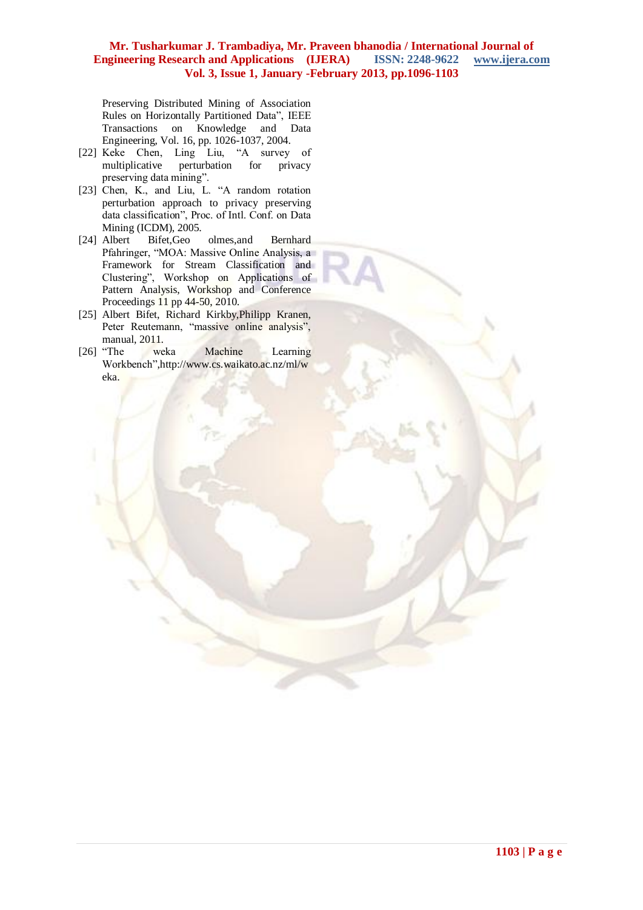Preserving Distributed Mining of Association Rules on Horizontally Partitioned Data", IEEE Transactions on Knowledge and Data Engineering, Vol. 16, pp. 1026-1037, 2004.

[22] Keke Chen, Ling Liu, "A survey of multiplicative perturbation for privacy preserving data mining".

[23] Chen, K., and Liu, L. "A random rotation perturbation approach to privacy preserving data classification", Proc. of Intl. Conf. on Data Mining (ICDM), 2005.

[24] Albert Bifet,Geo olmes,and Bernhard Pfahringer, "MOA: Massive Online Analysis, a Framework for Stream Classification and Clustering", Workshop on Applications of Pattern Analysis, Workshop and Conference Proceedings 11 pp 44-50, 2010.

[25] Albert Bifet, Richard Kirkby,Philipp Kranen, Peter Reutemann, "massive online analysis", manual, 2011.

[26] "The weka Machine Learning Workbench",http://www.cs.waikato.ac.nz/ml/weka.